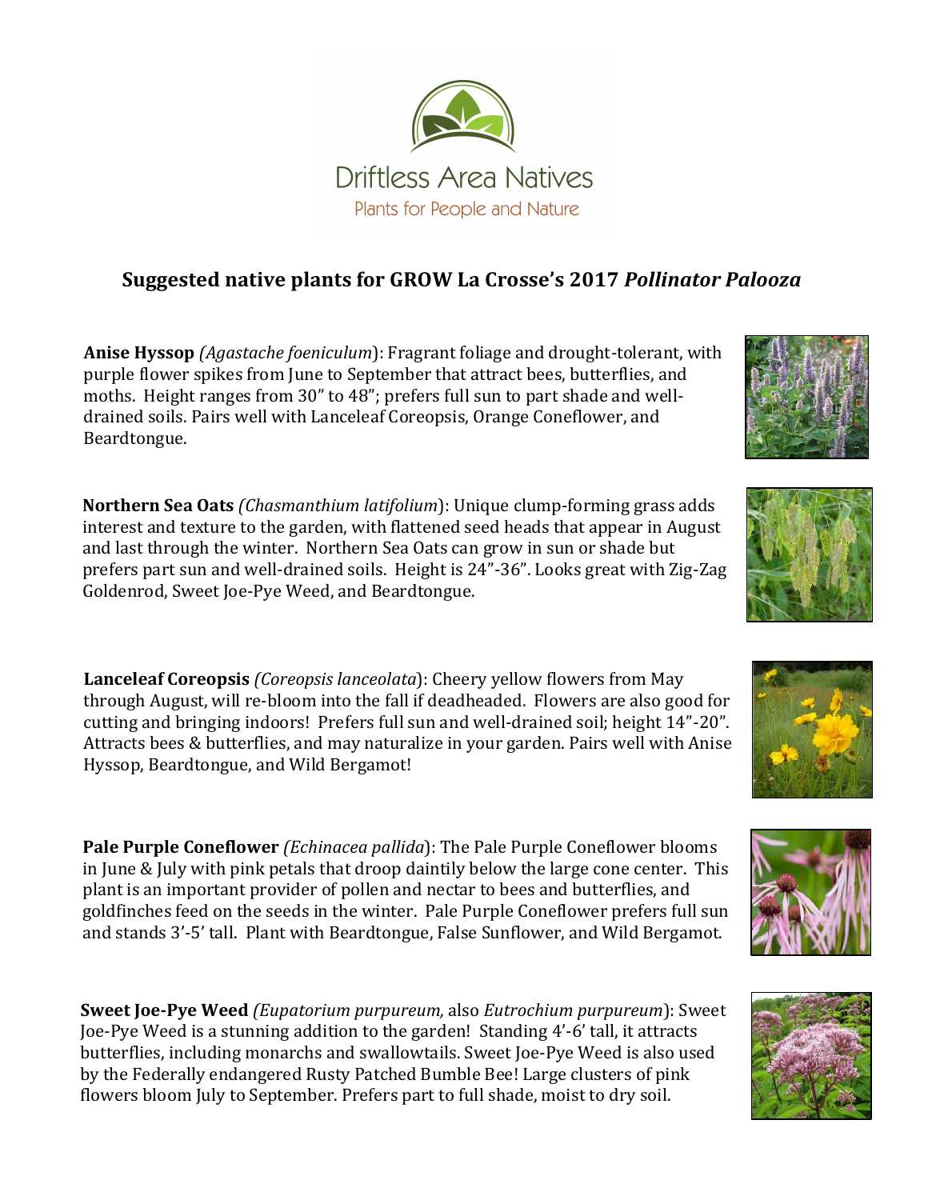Driftless Area Natives

Plants for People and Nature

## Suggested native plants for GROW La Crosse's 2017 *Pollinator Palooza*

**Anise Hyssop** *(Agastache foeniculum)*: Fragrant foliage and drought-tolerant, with purple flower spikes from June to September that attract bees, butterflies, and moths. Height ranges from 30" to 48"; prefers full sun to part shade and well-drained soils. Pairs well with Lanceleaf Coreopsis, Orange Coneflower, and Beardtongue.

**Northern Sea Oats** *(Chasmanthium latifolium)*: Unique clump-forming grass adds interest and texture to the garden, with flattened seed heads that appear in August and last through the winter. Northern Sea Oats can grow in sun or shade but prefers part sun and well-drained soils. Height is 24"-36". Looks great with Zig-Zag Goldenrod, Sweet Joe-Pye Weed, and Beardtongue.

**Lanceleaf Coreopsis** *(Coreopsis lanceolata)*: Cheery yellow flowers from May through August, will re-bloom into the fall if deadheaded. Flowers are also good for cutting and bringing indoors! Prefers full sun and well-drained soil; height 14"-20". Attracts bees & butterflies, and may naturalize in your garden. Pairs well with Anise Hyssop, Beardtongue, and Wild Bergamot!

**Pale Purple Coneflower** *(Echinacea pallida)*: The Pale Purple Coneflower blooms in June & July with pink petals that droop daintily below the large cone center. This plant is an important provider of pollen and nectar to bees and butterflies, and goldfinches feed on the seeds in the winter. Pale Purple Coneflower prefers full sun and stands 3'-5' tall. Plant with Beardtongue, False Sunflower, and Wild Bergamot.

**Sweet Joe-Pye Weed** *(Eupatorium purpureum,* also *Eutrochium purpureum)*: Sweet Joe-Pye Weed is a stunning addition to the garden! Standing 4'-6' tall, it attracts butterflies, including monarchs and swallowtails. Sweet Joe-Pye Weed is also used by the Federally endangered Rusty Patched Bumble Bee! Large clusters of pink flowers bloom July to September. Prefers part to full shade, moist to dry soil.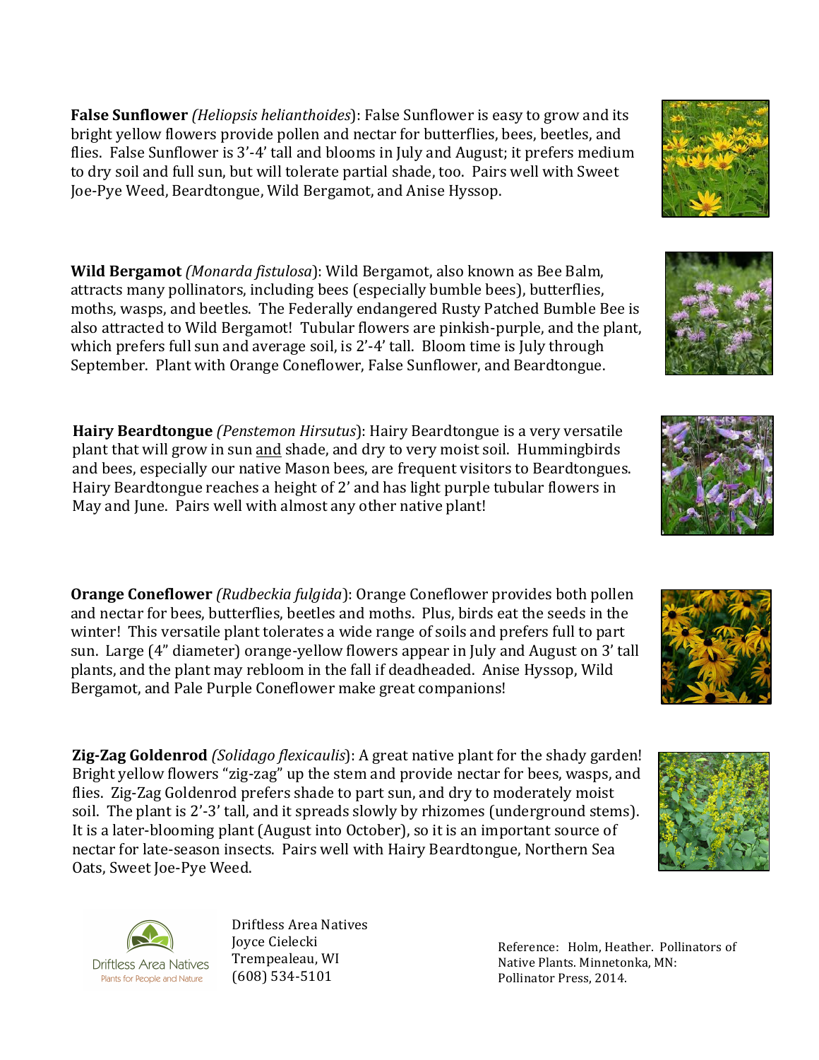**False Sunflower** *(Heliopsis helianthoides*): False Sunflower is easy to grow and its bright yellow flowers provide pollen and nectar for butterflies, bees, beetles, and flies. False Sunflower is 3'-4' tall and blooms in July and August; it prefers medium to dry soil and full sun, but will tolerate partial shade, too. Pairs well with Sweet Joe-Pye Weed, Beardtongue, Wild Bergamot, and Anise Hyssop.

**Wild Bergamot** *(Monarda fistulosa*): Wild Bergamot, also known as Bee Balm, attracts many pollinators, including bees (especially bumble bees), butterflies, moths, wasps, and beetles. The Federally endangered Rusty Patched Bumble Bee is also attracted to Wild Bergamot! Tubular flowers are pinkish-purple, and the plant, which prefers full sun and average soil, is 2'-4' tall. Bloom time is July through September. Plant with Orange Coneflower, False Sunflower, and Beardtongue.

**Hairy Beardtongue** *(Penstemon Hirsutus*): Hairy Beardtongue is a very versatile plant that will grow in sun and shade, and dry to very moist soil. Hummingbirds and bees, especially our native Mason bees, are frequent visitors to Beardtongues. Hairy Beardtongue reaches a height of 2' and has light purple tubular flowers in May and June. Pairs well with almost any other native plant!

**Orange Coneflower** *(Rudbeckia fulgida*): Orange Coneflower provides both pollen and nectar for bees, butterflies, beetles and moths. Plus, birds eat the seeds in the winter! This versatile plant tolerates a wide range of soils and prefers full to part sun. Large (4" diameter) orange-yellow flowers appear in July and August on 3' tall plants, and the plant may rebloom in the fall if deadheaded. Anise Hyssop, Wild Bergamot, and Pale Purple Coneflower make great companions!

**Zig-Zag Goldenrod** *(Solidago flexicaulis*): A great native plant for the shady garden! Bright yellow flowers "zig-zag" up the stem and provide nectar for bees, wasps, and flies. Zig-Zag Goldenrod prefers shade to part sun, and dry to moderately moist soil. The plant is 2'-3' tall, and it spreads slowly by rhizomes (underground stems). It is a later-blooming plant (August into October), so it is an important source of nectar for late-season insects. Pairs well with Hairy Beardtongue, Northern Sea Oats, Sweet Joe-Pye Weed.

Driftless Area Natives
Plants for People and Nature

Driftless Area Natives
Joyce Cielecki
Trempealeau, WI
(608) 534-5101

Reference: Holm, Heather. Pollinators of Native Plants. Minnetonka, MN: Pollinator Press, 2014.